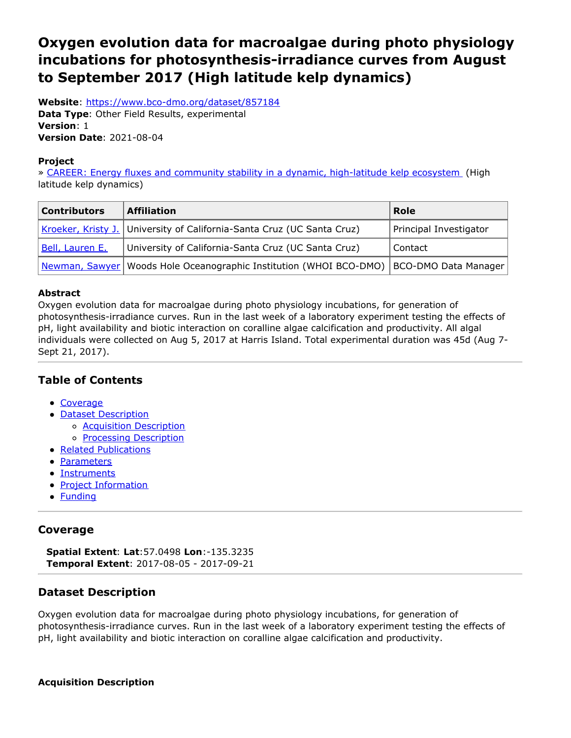# Oxygen evolution data for macroalgae during photo physiology incubations for photosynthesis-irradiance curves from August to September 2017 (High latitude kelp dynamics)

**Website**: https://www.bco-dmo.org/dataset/857184
**Data Type**: Other Field Results, experimental
**Version**: 1
**Version Date**: 2021-08-04

**Project**
» CAREER: Energy fluxes and community stability in a dynamic, high-latitude kelp ecosystem (High latitude kelp dynamics)

| Contributors | Affiliation | Role |
| --- | --- | --- |
| Kroeker, Kristy J. | University of California-Santa Cruz (UC Santa Cruz) | Principal Investigator |
| Bell, Lauren E. | University of California-Santa Cruz (UC Santa Cruz) | Contact |
| Newman, Sawyer | Woods Hole Oceanographic Institution (WHOI BCO-DMO) | BCO-DMO Data Manager |

**Abstract**
Oxygen evolution data for macroalgae during photo physiology incubations, for generation of photosynthesis-irradiance curves. Run in the last week of a laboratory experiment testing the effects of pH, light availability and biotic interaction on coralline algae calcification and productivity. All algal individuals were collected on Aug 5, 2017 at Harris Island. Total experimental duration was 45d (Aug 7-Sept 21, 2017).

## Table of Contents

- Coverage
- Dataset Description
  - Acquisition Description
  - Processing Description
- Related Publications
- Parameters
- Instruments
- Project Information
- Funding

## Coverage

**Spatial Extent**: **Lat**:57.0498 **Lon**:-135.3235
**Temporal Extent**: 2017-08-05 - 2017-09-21

## Dataset Description

Oxygen evolution data for macroalgae during photo physiology incubations, for generation of photosynthesis-irradiance curves. Run in the last week of a laboratory experiment testing the effects of pH, light availability and biotic interaction on coralline algae calcification and productivity.

### Acquisition Description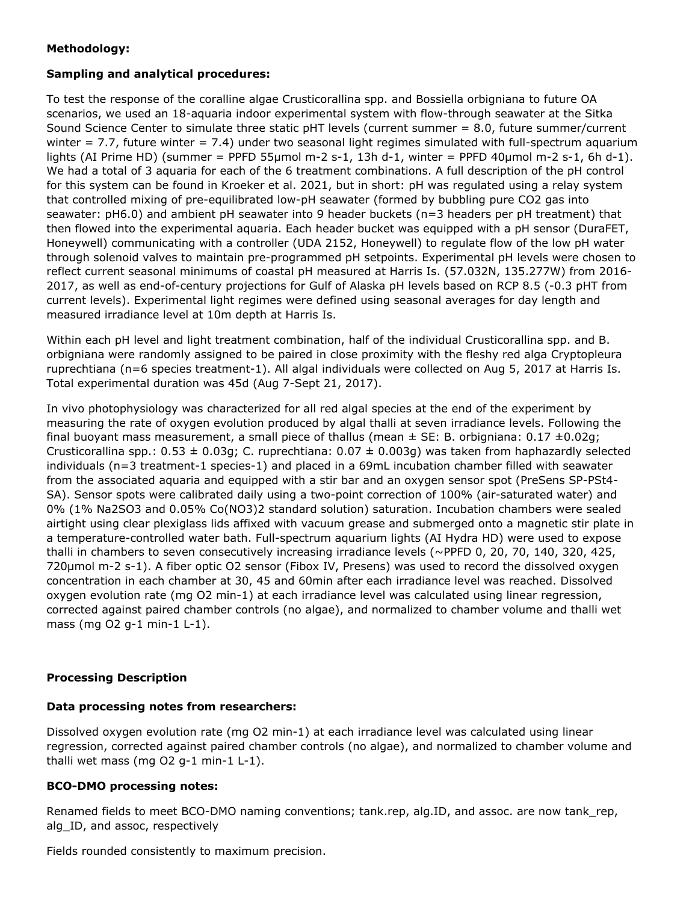**Methodology:**

**Sampling and analytical procedures:**

To test the response of the coralline algae Crusticorallina spp. and Bossiella orbigniana to future OA scenarios, we used an 18-aquaria indoor experimental system with flow-through seawater at the Sitka Sound Science Center to simulate three static pHT levels (current summer = 8.0, future summer/current winter = 7.7, future winter = 7.4) under two seasonal light regimes simulated with full-spectrum aquarium lights (AI Prime HD) (summer = PPFD 55μmol m-2 s-1, 13h d-1, winter = PPFD 40μmol m-2 s-1, 6h d-1). We had a total of 3 aquaria for each of the 6 treatment combinations. A full description of the pH control for this system can be found in Kroeker et al. 2021, but in short: pH was regulated using a relay system that controlled mixing of pre-equilibrated low-pH seawater (formed by bubbling pure CO2 gas into seawater: pH6.0) and ambient pH seawater into 9 header buckets (n=3 headers per pH treatment) that then flowed into the experimental aquaria. Each header bucket was equipped with a pH sensor (DuraFET, Honeywell) communicating with a controller (UDA 2152, Honeywell) to regulate flow of the low pH water through solenoid valves to maintain pre-programmed pH setpoints. Experimental pH levels were chosen to reflect current seasonal minimums of coastal pH measured at Harris Is. (57.032N, 135.277W) from 2016-2017, as well as end-of-century projections for Gulf of Alaska pH levels based on RCP 8.5 (-0.3 pHT from current levels). Experimental light regimes were defined using seasonal averages for day length and measured irradiance level at 10m depth at Harris Is.

Within each pH level and light treatment combination, half of the individual Crusticorallina spp. and B. orbigniana were randomly assigned to be paired in close proximity with the fleshy red alga Cryptopleura ruprechtiana (n=6 species treatment-1). All algal individuals were collected on Aug 5, 2017 at Harris Is. Total experimental duration was 45d (Aug 7-Sept 21, 2017).

In vivo photophysiology was characterized for all red algal species at the end of the experiment by measuring the rate of oxygen evolution produced by algal thalli at seven irradiance levels. Following the final buoyant mass measurement, a small piece of thallus (mean ± SE: B. orbigniana: 0.17 ±0.02g; Crusticorallina spp.: 0.53 ± 0.03g; C. ruprechtiana: 0.07 ± 0.003g) was taken from haphazardly selected individuals (n=3 treatment-1 species-1) and placed in a 69mL incubation chamber filled with seawater from the associated aquaria and equipped with a stir bar and an oxygen sensor spot (PreSens SP-PSt4-SA). Sensor spots were calibrated daily using a two-point correction of 100% (air-saturated water) and 0% (1% Na2SO3 and 0.05% Co(NO3)2 standard solution) saturation. Incubation chambers were sealed airtight using clear plexiglass lids affixed with vacuum grease and submerged onto a magnetic stir plate in a temperature-controlled water bath. Full-spectrum aquarium lights (AI Hydra HD) were used to expose thalli in chambers to seven consecutively increasing irradiance levels (~PPFD 0, 20, 70, 140, 320, 425, 720μmol m-2 s-1). A fiber optic O2 sensor (Fibox IV, Presens) was used to record the dissolved oxygen concentration in each chamber at 30, 45 and 60min after each irradiance level was reached. Dissolved oxygen evolution rate (mg O2 min-1) at each irradiance level was calculated using linear regression, corrected against paired chamber controls (no algae), and normalized to chamber volume and thalli wet mass (mg O2 g-1 min-1 L-1).

**Processing Description**

**Data processing notes from researchers:**

Dissolved oxygen evolution rate (mg O2 min-1) at each irradiance level was calculated using linear regression, corrected against paired chamber controls (no algae), and normalized to chamber volume and thalli wet mass (mg O2 g-1 min-1 L-1).

**BCO-DMO processing notes:**

Renamed fields to meet BCO-DMO naming conventions; tank.rep, alg.ID, and assoc. are now tank_rep, alg_ID, and assoc, respectively

Fields rounded consistently to maximum precision.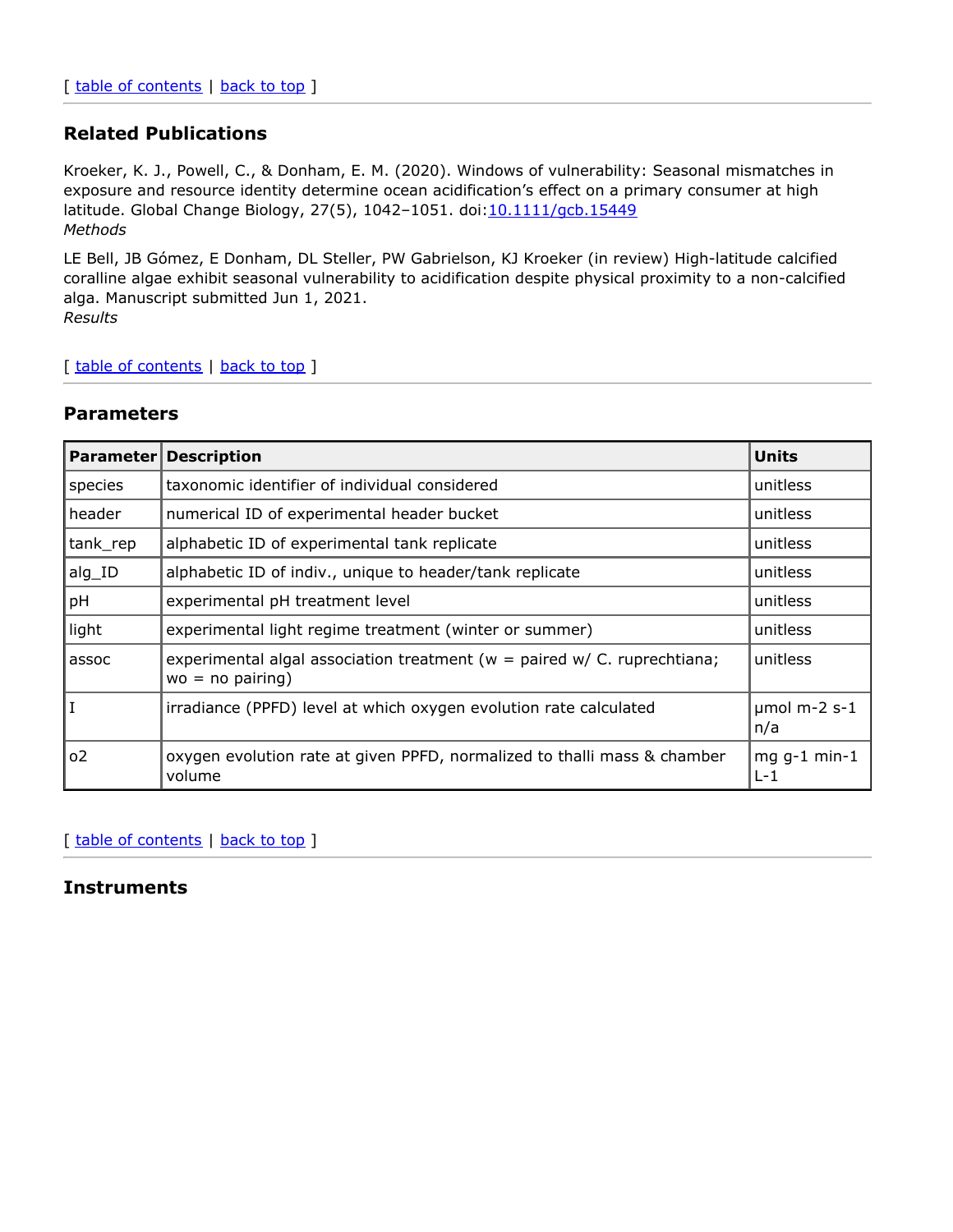[ table of contents | back to top ]

## Related Publications

Kroeker, K. J., Powell, C., & Donham, E. M. (2020). Windows of vulnerability: Seasonal mismatches in exposure and resource identity determine ocean acidification's effect on a primary consumer at high latitude. Global Change Biology, 27(5), 1042–1051. doi:10.1111/gcb.15449
*Methods*

LE Bell, JB Gómez, E Donham, DL Steller, PW Gabrielson, KJ Kroeker (in review) High-latitude calcified coralline algae exhibit seasonal vulnerability to acidification despite physical proximity to a non-calcified alga. Manuscript submitted Jun 1, 2021.
*Results*

[ table of contents | back to top ]

## Parameters

| Parameter | Description | Units |
|---|---|---|
| species | taxonomic identifier of individual considered | unitless |
| header | numerical ID of experimental header bucket | unitless |
| tank_rep | alphabetic ID of experimental tank replicate | unitless |
| alg_ID | alphabetic ID of indiv., unique to header/tank replicate | unitless |
| pH | experimental pH treatment level | unitless |
| light | experimental light regime treatment (winter or summer) | unitless |
| assoc | experimental algal association treatment (w = paired w/ C. ruprechtiana; wo = no pairing) | unitless |
| I | irradiance (PPFD) level at which oxygen evolution rate calculated | μmol m-2 s-1 n/a |
| o2 | oxygen evolution rate at given PPFD, normalized to thalli mass & chamber volume | mg g-1 min-1 L-1 |

[ table of contents | back to top ]

## Instruments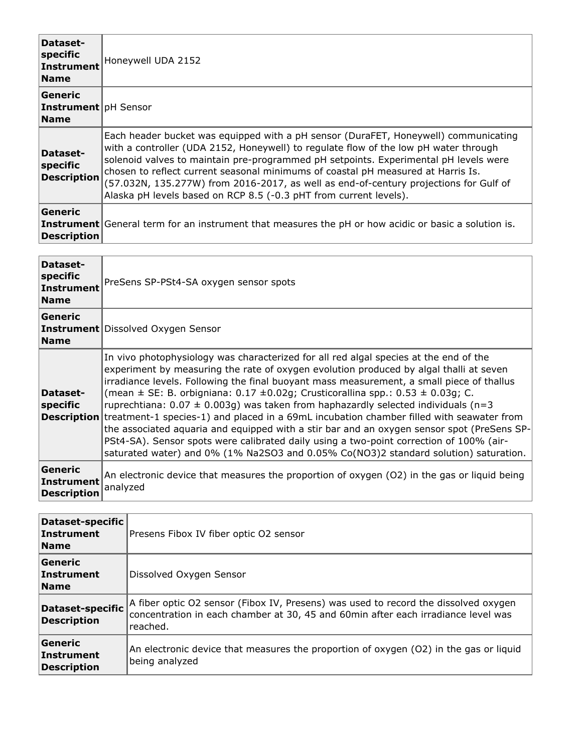| Dataset-specific Instrument Name | Honeywell UDA 2152 |
|---|---|
| Generic Instrument Name | pH Sensor |
| Dataset-specific Description | Each header bucket was equipped with a pH sensor (DuraFET, Honeywell) communicating with a controller (UDA 2152, Honeywell) to regulate flow of the low pH water through solenoid valves to maintain pre-programmed pH setpoints. Experimental pH levels were chosen to reflect current seasonal minimums of coastal pH measured at Harris Is. (57.032N, 135.277W) from 2016-2017, as well as end-of-century projections for Gulf of Alaska pH levels based on RCP 8.5 (-0.3 pHT from current levels). |
| Generic Instrument Description | General term for an instrument that measures the pH or how acidic or basic a solution is. |

| Dataset-specific Instrument Name | PreSens SP-PSt4-SA oxygen sensor spots |
|---|---|
| Generic Instrument Name | Dissolved Oxygen Sensor |
| Dataset-specific Description | In vivo photophysiology was characterized for all red algal species at the end of the experiment by measuring the rate of oxygen evolution produced by algal thalli at seven irradiance levels. Following the final buoyant mass measurement, a small piece of thallus (mean ± SE: B. orbigniana: 0.17 ±0.02g; Crusticorallina spp.: 0.53 ± 0.03g; C. ruprechtiana: 0.07 ± 0.003g) was taken from haphazardly selected individuals (n=3 treatment-1 species-1) and placed in a 69mL incubation chamber filled with seawater from the associated aquaria and equipped with a stir bar and an oxygen sensor spot (PreSens SP-PSt4-SA). Sensor spots were calibrated daily using a two-point correction of 100% (air-saturated water) and 0% (1% $Na_2SO_3$ and 0.05% $Co(NO_3)_2$ standard solution) saturation. |
| Generic Instrument Description | An electronic device that measures the proportion of oxygen ($O_2$) in the gas or liquid being analyzed |

| Dataset-specific Instrument Name | Presens Fibox IV fiber optic O2 sensor |
|---|---|
| Generic Instrument Name | Dissolved Oxygen Sensor |
| Dataset-specific Description | A fiber optic $O_2$ sensor (Fibox IV, Presens) was used to record the dissolved oxygen concentration in each chamber at 30, 45 and 60min after each irradiance level was reached. |
| Generic Instrument Description | An electronic device that measures the proportion of oxygen ($O_2$) in the gas or liquid being analyzed |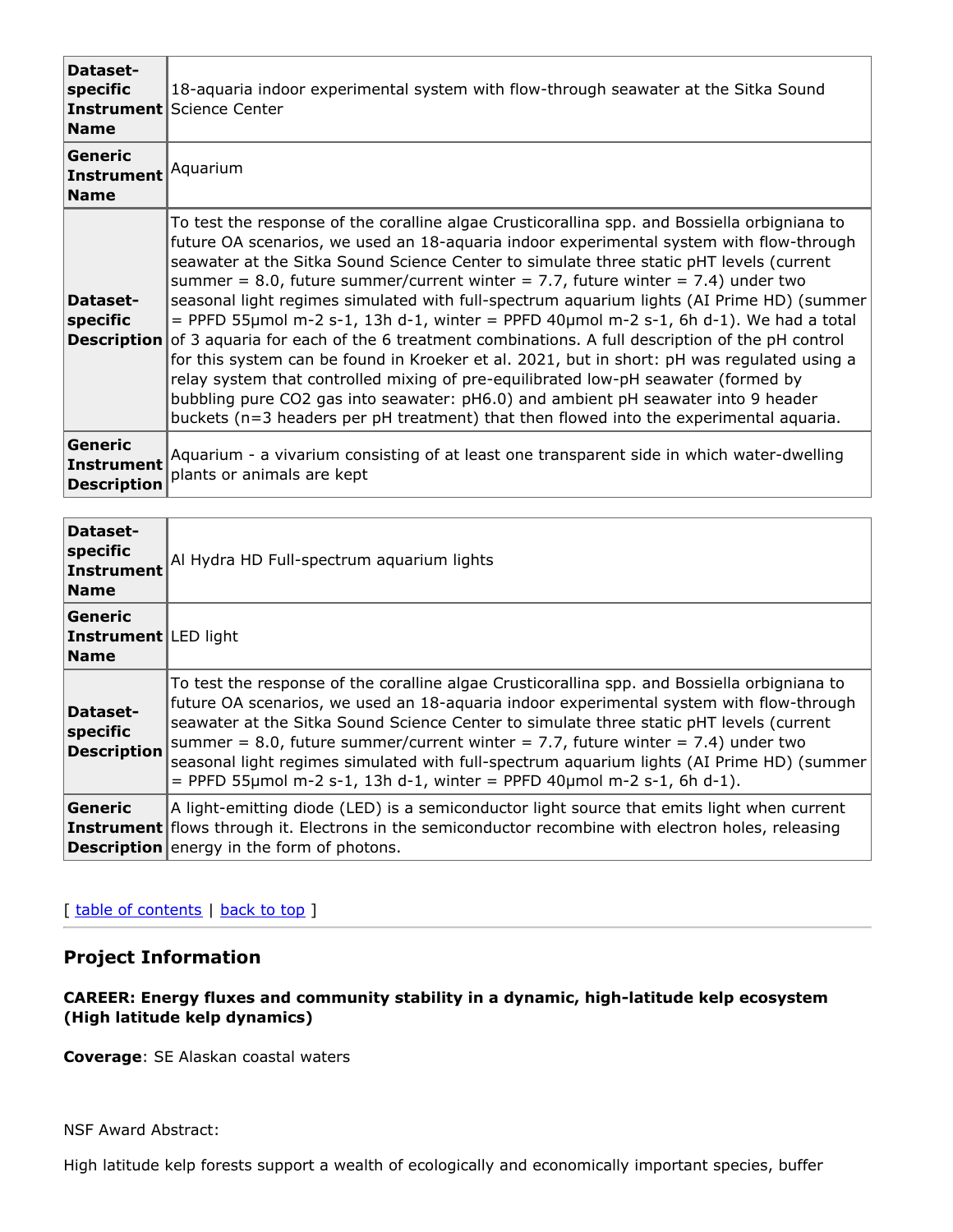| Dataset-specific Instrument Name | 18-aquaria indoor experimental system with flow-through seawater at the Sitka Sound Science Center |
| --- | --- |
| Generic Instrument Name | Aquarium |
| Dataset-specific Description | To test the response of the coralline algae Crusticorallina spp. and Bossiella orbigniana to future OA scenarios, we used an 18-aquaria indoor experimental system with flow-through seawater at the Sitka Sound Science Center to simulate three static pHT levels (current summer = 8.0, future summer/current winter = 7.7, future winter = 7.4) under two seasonal light regimes simulated with full-spectrum aquarium lights (AI Prime HD) (summer = PPFD 55μmol m-2 s-1, 13h d-1, winter = PPFD 40μmol m-2 s-1, 6h d-1). We had a total of 3 aquaria for each of the 6 treatment combinations. A full description of the pH control for this system can be found in Kroeker et al. 2021, but in short: pH was regulated using a relay system that controlled mixing of pre-equilibrated low-pH seawater (formed by bubbling pure CO2 gas into seawater: pH6.0) and ambient pH seawater into 9 header buckets (n=3 headers per pH treatment) that then flowed into the experimental aquaria. |
| Generic Instrument Description | Aquarium - a vivarium consisting of at least one transparent side in which water-dwelling plants or animals are kept |

| Dataset-specific Instrument Name | Al Hydra HD Full-spectrum aquarium lights |
| --- | --- |
| Generic Instrument Name | LED light |
| Dataset-specific Description | To test the response of the coralline algae Crusticorallina spp. and Bossiella orbigniana to future OA scenarios, we used an 18-aquaria indoor experimental system with flow-through seawater at the Sitka Sound Science Center to simulate three static pHT levels (current summer = 8.0, future summer/current winter = 7.7, future winter = 7.4) under two seasonal light regimes simulated with full-spectrum aquarium lights (AI Prime HD) (summer = PPFD 55μmol m-2 s-1, 13h d-1, winter = PPFD 40μmol m-2 s-1, 6h d-1). |
| Generic Instrument Description | A light-emitting diode (LED) is a semiconductor light source that emits light when current flows through it. Electrons in the semiconductor recombine with electron holes, releasing energy in the form of photons. |

[ table of contents | back to top ]

## Project Information

**CAREER: Energy fluxes and community stability in a dynamic, high-latitude kelp ecosystem (High latitude kelp dynamics)**

**Coverage**: SE Alaskan coastal waters

NSF Award Abstract:

High latitude kelp forests support a wealth of ecologically and economically important species, buffer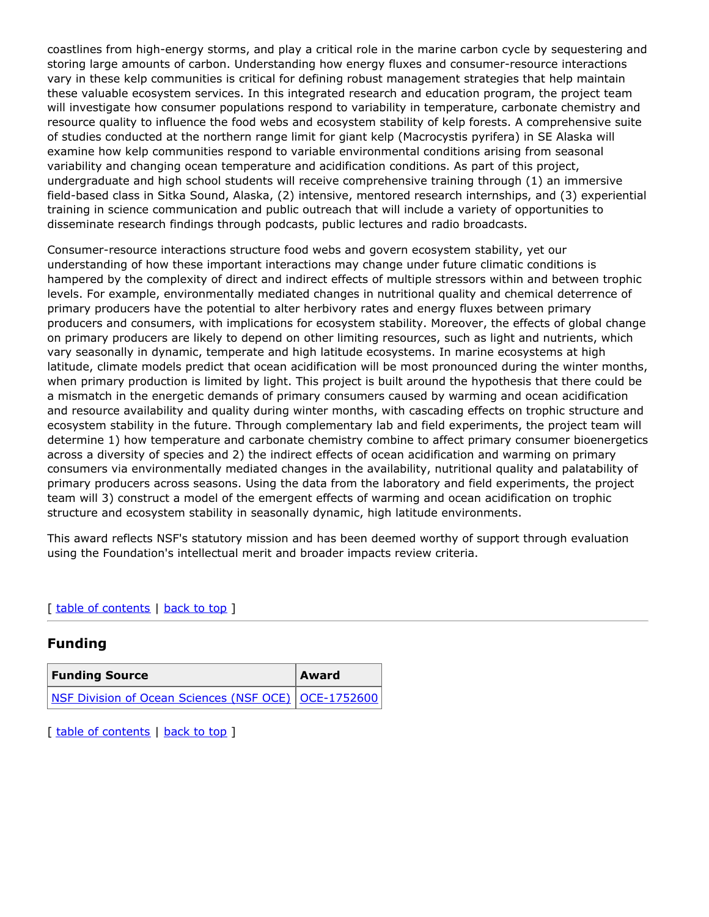coastlines from high-energy storms, and play a critical role in the marine carbon cycle by sequestering and storing large amounts of carbon. Understanding how energy fluxes and consumer-resource interactions vary in these kelp communities is critical for defining robust management strategies that help maintain these valuable ecosystem services. In this integrated research and education program, the project team will investigate how consumer populations respond to variability in temperature, carbonate chemistry and resource quality to influence the food webs and ecosystem stability of kelp forests. A comprehensive suite of studies conducted at the northern range limit for giant kelp (Macrocystis pyrifera) in SE Alaska will examine how kelp communities respond to variable environmental conditions arising from seasonal variability and changing ocean temperature and acidification conditions. As part of this project, undergraduate and high school students will receive comprehensive training through (1) an immersive field-based class in Sitka Sound, Alaska, (2) intensive, mentored research internships, and (3) experiential training in science communication and public outreach that will include a variety of opportunities to disseminate research findings through podcasts, public lectures and radio broadcasts.

Consumer-resource interactions structure food webs and govern ecosystem stability, yet our understanding of how these important interactions may change under future climatic conditions is hampered by the complexity of direct and indirect effects of multiple stressors within and between trophic levels. For example, environmentally mediated changes in nutritional quality and chemical deterrence of primary producers have the potential to alter herbivory rates and energy fluxes between primary producers and consumers, with implications for ecosystem stability. Moreover, the effects of global change on primary producers are likely to depend on other limiting resources, such as light and nutrients, which vary seasonally in dynamic, temperate and high latitude ecosystems. In marine ecosystems at high latitude, climate models predict that ocean acidification will be most pronounced during the winter months, when primary production is limited by light. This project is built around the hypothesis that there could be a mismatch in the energetic demands of primary consumers caused by warming and ocean acidification and resource availability and quality during winter months, with cascading effects on trophic structure and ecosystem stability in the future. Through complementary lab and field experiments, the project team will determine 1) how temperature and carbonate chemistry combine to affect primary consumer bioenergetics across a diversity of species and 2) the indirect effects of ocean acidification and warming on primary consumers via environmentally mediated changes in the availability, nutritional quality and palatability of primary producers across seasons. Using the data from the laboratory and field experiments, the project team will 3) construct a model of the emergent effects of warming and ocean acidification on trophic structure and ecosystem stability in seasonally dynamic, high latitude environments.

This award reflects NSF's statutory mission and has been deemed worthy of support through evaluation using the Foundation's intellectual merit and broader impacts review criteria.

[ table of contents | back to top ]

## Funding

| Funding Source | Award |
|---|---|
| NSF Division of Ocean Sciences (NSF OCE) | OCE-1752600 |

[ table of contents | back to top ]